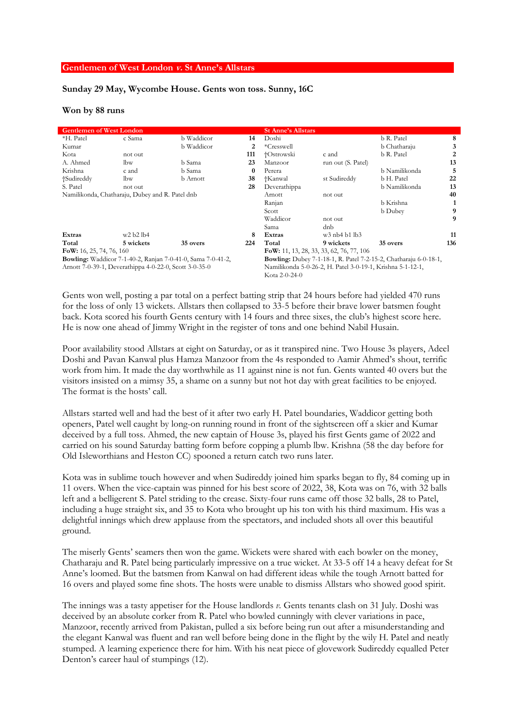## Gentlemen of West London *v.* St Anne's Allstars

**Sunday 29 May, Wycombe House. Gents won toss. Sunny, 16C**

**Won by 88 runs**

| Gentlemen of West London | | | |
|---|---|---|---|
| *H. Patel | c Sama | b Waddicor | 14 |
| Kumar | | b Waddicor | 2 |
| Kota | not out | | 111 |
| A. Ahmed | lbw | b Sama | 23 |
| Krishna | c and | b Sama | 0 |
| †Sudireddy | lbw | b Arnott | 38 |
| S. Patel | not out | | 28 |
| Namilikonda, Chatharaju, Dubey and R. Patel dnb | | | |
| **Extras** | w2 b2 lb4 | | 8 |
| **Total** | **5 wickets** | **35 overs** | **224** |

**FoW:** 16, 25, 74, 76, 160

**Bowling:** Waddicor 7-1-40-2, Ranjan 7-0-41-0, Sama 7-0-41-2, Arnott 7-0-39-1, Deverathippa 4-0-22-0, Scott 3-0-35-0

| St Anne's Allstars | | | |
|---|---|---|---|
| Doshi | | b R. Patel | 8 |
| *Cresswell | | b Chatharaju | 3 |
| †Ostrowski | c and | b R. Patel | 2 |
| Manzoor | run out (S. Patel) | | 13 |
| Perera | | b Namilikonda | 5 |
| †Kanwal | st Sudireddy | b H. Patel | 22 |
| Deverathippa | | b Namilikonda | 13 |
| Arnott | not out | | 40 |
| Ranjan | | b Krishna | 1 |
| Scott | | b Dubey | 9 |
| Waddicor | not out | | 9 |
| Sama | dnb | | |
| **Extras** | w3 nb4 b1 lb3 | | 11 |
| **Total** | **9 wickets** | **35 overs** | **136** |

**FoW:** 11, 13, 28, 33, 33, 62, 76, 77, 106

**Bowling:** Dubey 7-1-18-1, R. Patel 7-2-15-2, Chatharaju 6-0-18-1, Namilikonda 5-0-26-2, H. Patel 3-0-19-1, Krishna 5-1-12-1, Kota 2-0-24-0

Gents won well, posting a par total on a perfect batting strip that 24 hours before had yielded 470 runs for the loss of only 13 wickets. Allstars then collapsed to 33-5 before their brave lower batsmen fought back. Kota scored his fourth Gents century with 14 fours and three sixes, the club's highest score here. He is now one ahead of Jimmy Wright in the register of tons and one behind Nabil Husain.

Poor availability stood Allstars at eight on Saturday, or as it transpired nine. Two House 3s players, Adeel Doshi and Pavan Kanwal plus Hamza Manzoor from the 4s responded to Aamir Ahmed's shout, terrific work from him. It made the day worthwhile as 11 against nine is not fun. Gents wanted 40 overs but the visitors insisted on a mimsy 35, a shame on a sunny but not hot day with great facilities to be enjoyed. The format is the hosts' call.

Allstars started well and had the best of it after two early H. Patel boundaries, Waddicor getting both openers, Patel well caught by long-on running round in front of the sightscreen off a skier and Kumar deceived by a full toss. Ahmed, the new captain of House 3s, played his first Gents game of 2022 and carried on his sound Saturday batting form before copping a plumb lbw. Krishna (58 the day before for Old Isleworthians and Heston CC) spooned a return catch two runs later.

Kota was in sublime touch however and when Sudireddy joined him sparks began to fly, 84 coming up in 11 overs. When the vice-captain was pinned for his best score of 2022, 38, Kota was on 76, with 32 balls left and a belligerent S. Patel striding to the crease. Sixty-four runs came off those 32 balls, 28 to Patel, including a huge straight six, and 35 to Kota who brought up his ton with his third maximum. His was a delightful innings which drew applause from the spectators, and included shots all over this beautiful ground.

The miserly Gents' seamers then won the game. Wickets were shared with each bowler on the money, Chatharaju and R. Patel being particularly impressive on a true wicket. At 33-5 off 14 a heavy defeat for St Anne's loomed. But the batsmen from Kanwal on had different ideas while the tough Arnott batted for 16 overs and played some fine shots. The hosts were unable to dismiss Allstars who showed good spirit.

The innings was a tasty appetiser for the House landlords *v.* Gents tenants clash on 31 July. Doshi was deceived by an absolute corker from R. Patel who bowled cunningly with clever variations in pace, Manzoor, recently arrived from Pakistan, pulled a six before being run out after a misunderstanding and the elegant Kanwal was fluent and ran well before being done in the flight by the wily H. Patel and neatly stumped. A learning experience there for him. With his neat piece of glovework Sudireddy equalled Peter Denton's career haul of stumpings (12).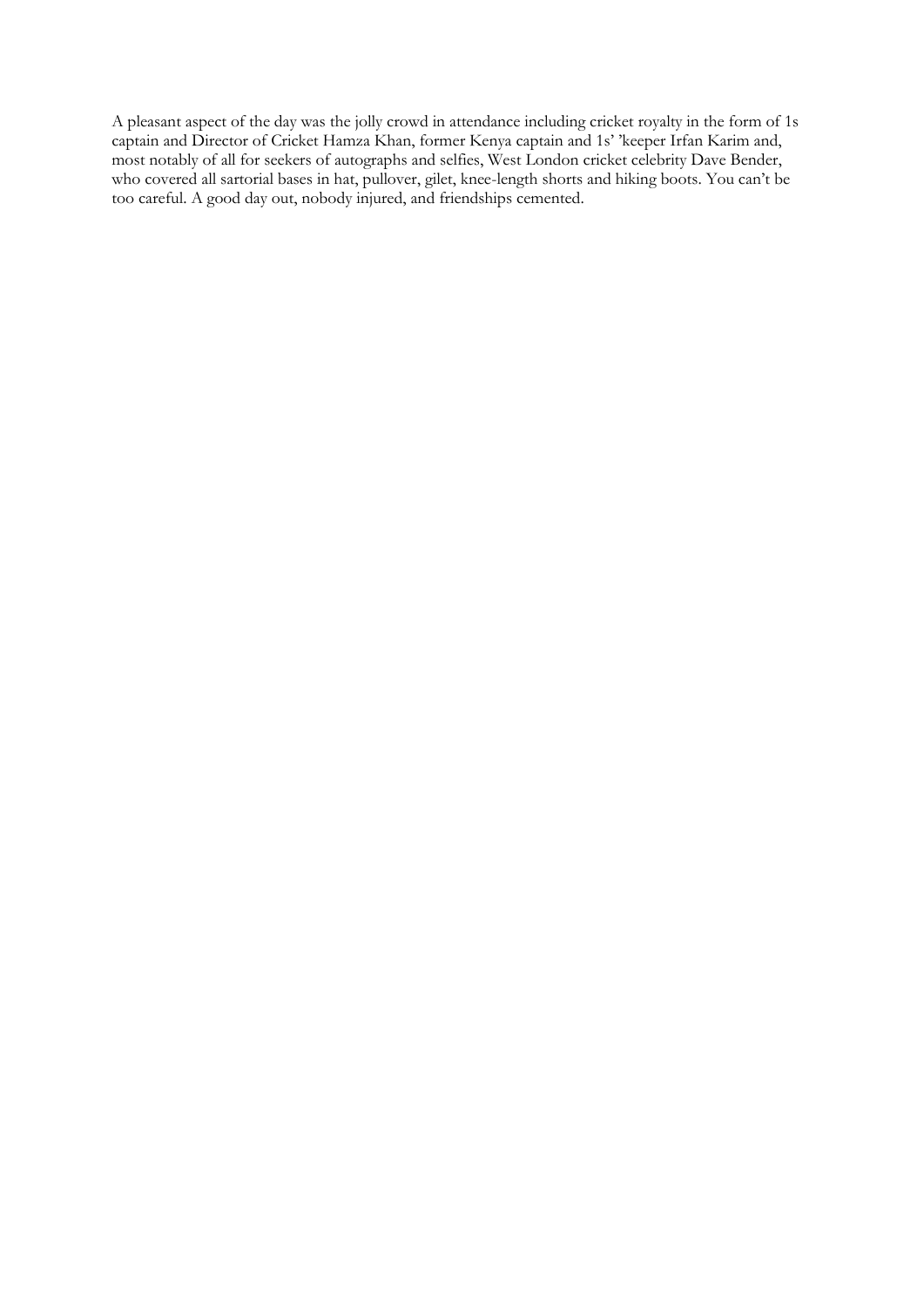A pleasant aspect of the day was the jolly crowd in attendance including cricket royalty in the form of 1s captain and Director of Cricket Hamza Khan, former Kenya captain and 1s' 'keeper Irfan Karim and, most notably of all for seekers of autographs and selfies, West London cricket celebrity Dave Bender, who covered all sartorial bases in hat, pullover, gilet, knee-length shorts and hiking boots. You can't be too careful. A good day out, nobody injured, and friendships cemented.